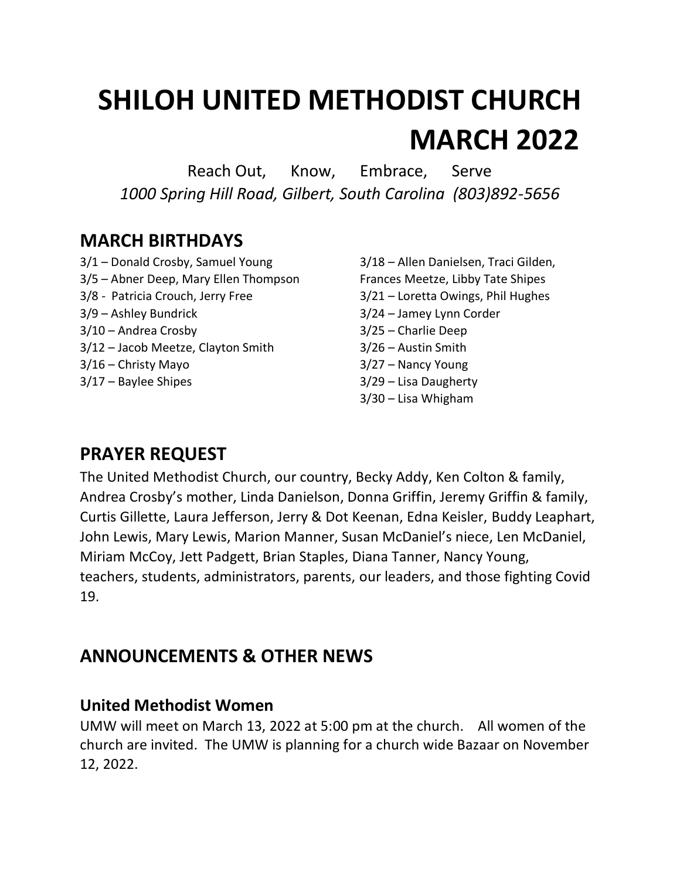# SHILOH UNITED METHODIST CHURCH MARCH 2022

Reach Out, Know, Embrace, Serve

*1000 Spring Hill Road, Gilbert, South Carolina (803)892-5656*

## MARCH BIRTHDAYS

3/1 – Donald Crosby, Samuel Young
3/5 – Abner Deep, Mary Ellen Thompson
3/8 - Patricia Crouch, Jerry Free
3/9 – Ashley Bundrick
3/10 – Andrea Crosby
3/12 – Jacob Meetze, Clayton Smith
3/16 – Christy Mayo
3/17 – Baylee Shipes
3/18 – Allen Danielsen, Traci Gilden, Frances Meetze, Libby Tate Shipes
3/21 – Loretta Owings, Phil Hughes
3/24 – Jamey Lynn Corder
3/25 – Charlie Deep
3/26 – Austin Smith
3/27 – Nancy Young
3/29 – Lisa Daugherty
3/30 – Lisa Whigham

## PRAYER REQUEST

The United Methodist Church, our country, Becky Addy, Ken Colton & family, Andrea Crosby's mother, Linda Danielson, Donna Griffin, Jeremy Griffin & family, Curtis Gillette, Laura Jefferson, Jerry & Dot Keenan, Edna Keisler, Buddy Leaphart, John Lewis, Mary Lewis, Marion Manner, Susan McDaniel's niece, Len McDaniel, Miriam McCoy, Jett Padgett, Brian Staples, Diana Tanner, Nancy Young, teachers, students, administrators, parents, our leaders, and those fighting Covid 19.

## ANNOUNCEMENTS & OTHER NEWS

### United Methodist Women

UMW will meet on March 13, 2022 at 5:00 pm at the church. All women of the church are invited. The UMW is planning for a church wide Bazaar on November 12, 2022.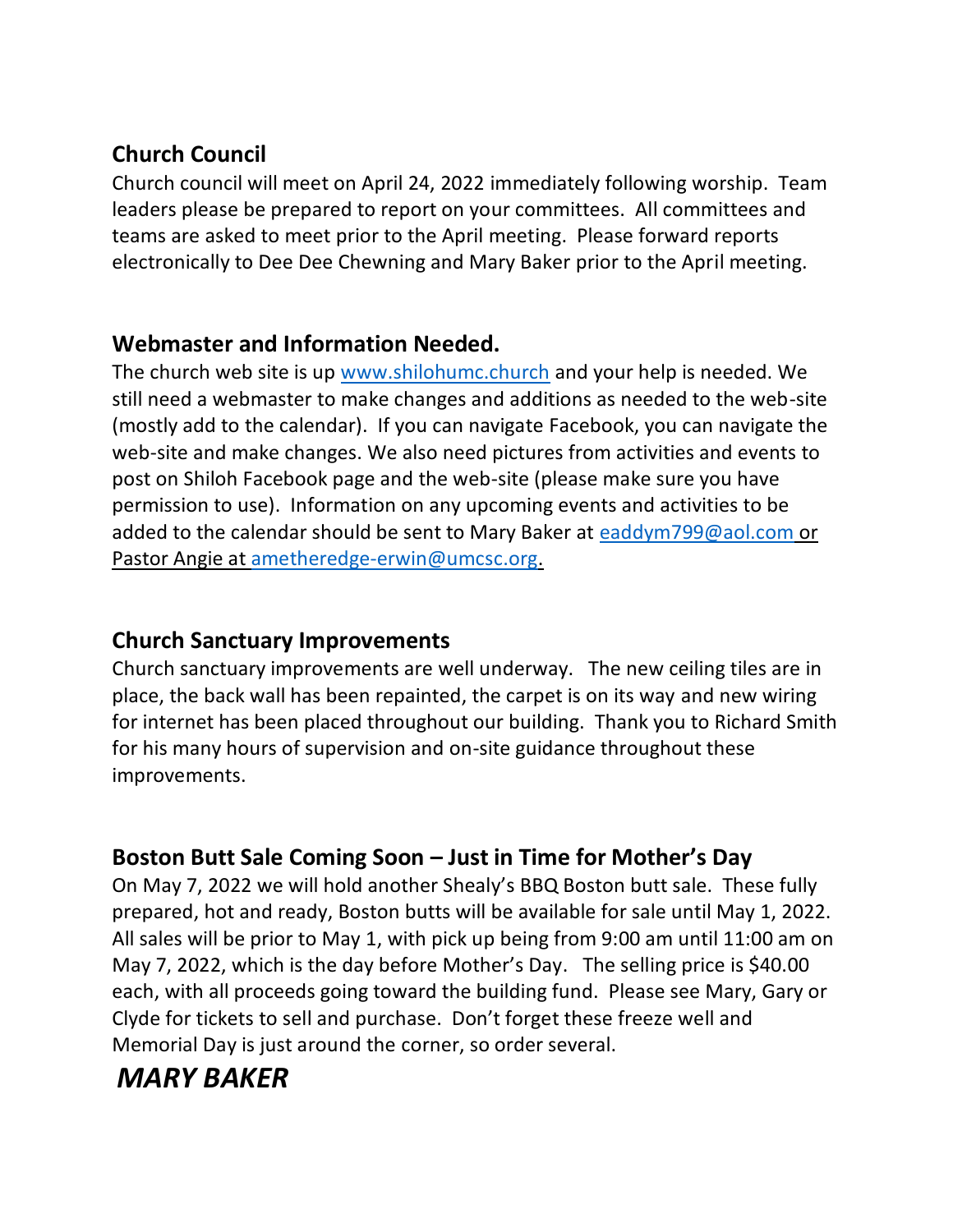## Church Council

Church council will meet on April 24, 2022 immediately following worship. Team leaders please be prepared to report on your committees. All committees and teams are asked to meet prior to the April meeting. Please forward reports electronically to Dee Dee Chewning and Mary Baker prior to the April meeting.

## Webmaster and Information Needed.

The church web site is up www.shilohumc.church and your help is needed. We still need a webmaster to make changes and additions as needed to the web-site (mostly add to the calendar). If you can navigate Facebook, you can navigate the web-site and make changes. We also need pictures from activities and events to post on Shiloh Facebook page and the web-site (please make sure you have permission to use). Information on any upcoming events and activities to be added to the calendar should be sent to Mary Baker at eaddym799@aol.com or Pastor Angie at ametheredge-erwin@umcsc.org.

## Church Sanctuary Improvements

Church sanctuary improvements are well underway. The new ceiling tiles are in place, the back wall has been repainted, the carpet is on its way and new wiring for internet has been placed throughout our building. Thank you to Richard Smith for his many hours of supervision and on-site guidance throughout these improvements.

## Boston Butt Sale Coming Soon – Just in Time for Mother's Day

On May 7, 2022 we will hold another Shealy's BBQ Boston butt sale. These fully prepared, hot and ready, Boston butts will be available for sale until May 1, 2022. All sales will be prior to May 1, with pick up being from 9:00 am until 11:00 am on May 7, 2022, which is the day before Mother's Day. The selling price is $40.00 each, with all proceeds going toward the building fund. Please see Mary, Gary or Clyde for tickets to sell and purchase. Don't forget these freeze well and Memorial Day is just around the corner, so order several.

***MARY BAKER***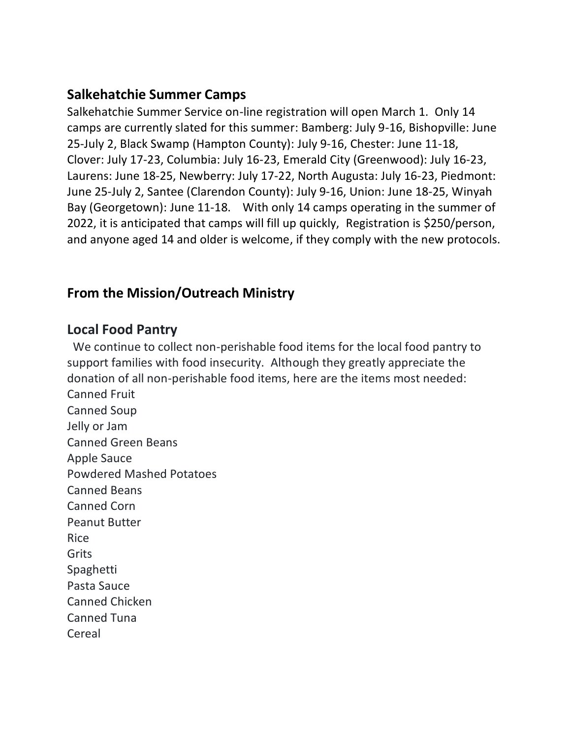## Salkehatchie Summer Camps

Salkehatchie Summer Service on-line registration will open March 1. Only 14 camps are currently slated for this summer: Bamberg: July 9-16, Bishopville: June 25-July 2, Black Swamp (Hampton County): July 9-16, Chester: June 11-18, Clover: July 17-23, Columbia: July 16-23, Emerald City (Greenwood): July 16-23, Laurens: June 18-25, Newberry: July 17-22, North Augusta: July 16-23, Piedmont: June 25-July 2, Santee (Clarendon County): July 9-16, Union: June 18-25, Winyah Bay (Georgetown): June 11-18. With only 14 camps operating in the summer of 2022, it is anticipated that camps will fill up quickly, Registration is $250/person, and anyone aged 14 and older is welcome, if they comply with the new protocols.

## From the Mission/Outreach Ministry

## Local Food Pantry

We continue to collect non-perishable food items for the local food pantry to support families with food insecurity. Although they greatly appreciate the donation of all non-perishable food items, here are the items most needed:

Canned Fruit
Canned Soup
Jelly or Jam
Canned Green Beans
Apple Sauce
Powdered Mashed Potatoes
Canned Beans
Canned Corn
Peanut Butter
Rice
Grits
Spaghetti
Pasta Sauce
Canned Chicken
Canned Tuna
Cereal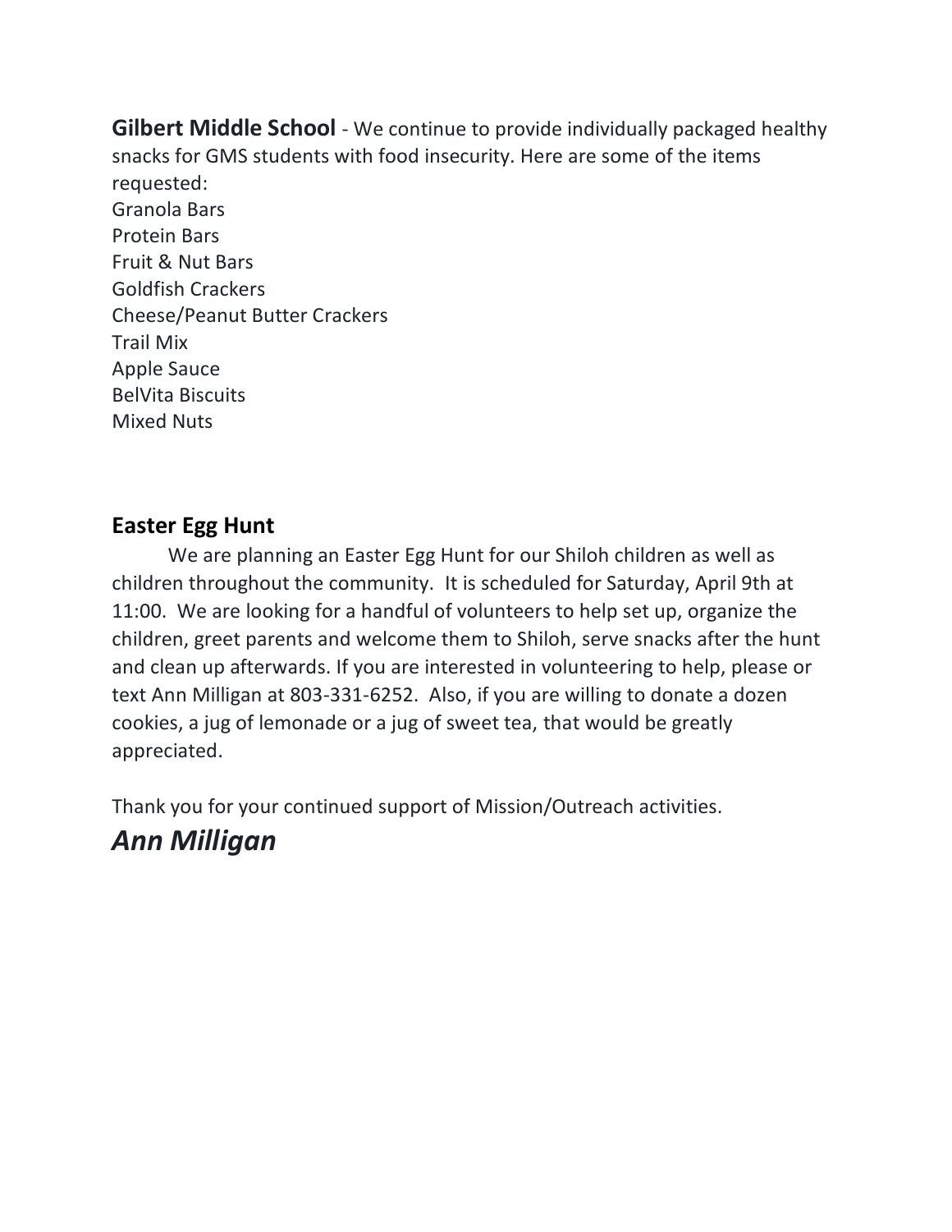**Gilbert Middle School** - We continue to provide individually packaged healthy snacks for GMS students with food insecurity. Here are some of the items requested:

Granola Bars
Protein Bars
Fruit & Nut Bars
Goldfish Crackers
Cheese/Peanut Butter Crackers
Trail Mix
Apple Sauce
BelVita Biscuits
Mixed Nuts

### Easter Egg Hunt

We are planning an Easter Egg Hunt for our Shiloh children as well as children throughout the community. It is scheduled for Saturday, April 9th at 11:00. We are looking for a handful of volunteers to help set up, organize the children, greet parents and welcome them to Shiloh, serve snacks after the hunt and clean up afterwards. If you are interested in volunteering to help, please or text Ann Milligan at 803-331-6252. Also, if you are willing to donate a dozen cookies, a jug of lemonade or a jug of sweet tea, that would be greatly appreciated.

Thank you for your continued support of Mission/Outreach activities.

***Ann Milligan***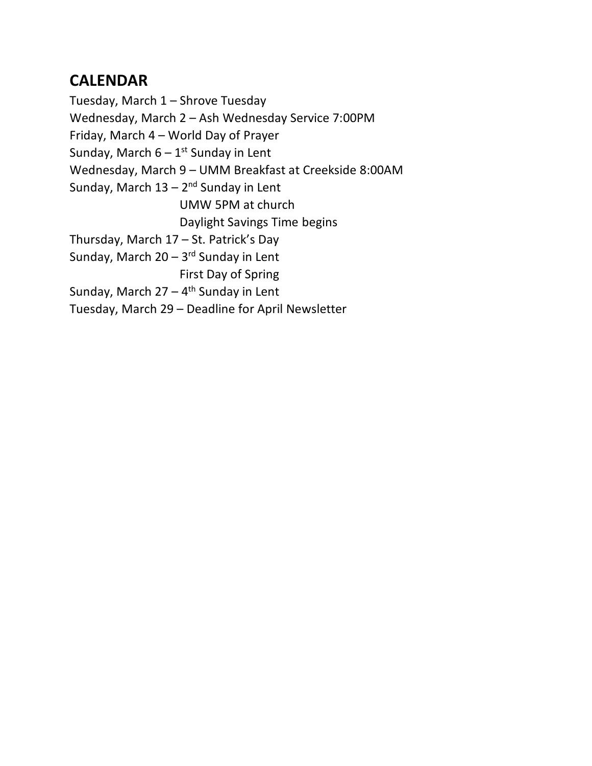## CALENDAR

Tuesday, March 1 – Shrove Tuesday
Wednesday, March 2 – Ash Wednesday Service 7:00PM
Friday, March 4 – World Day of Prayer
Sunday, March 6 – 1st Sunday in Lent
Wednesday, March 9 – UMM Breakfast at Creekside 8:00AM
Sunday, March 13 – 2nd Sunday in Lent
UMW 5PM at church
Daylight Savings Time begins
Thursday, March 17 – St. Patrick's Day
Sunday, March 20 – 3rd Sunday in Lent
First Day of Spring
Sunday, March 27 – 4th Sunday in Lent
Tuesday, March 29 – Deadline for April Newsletter